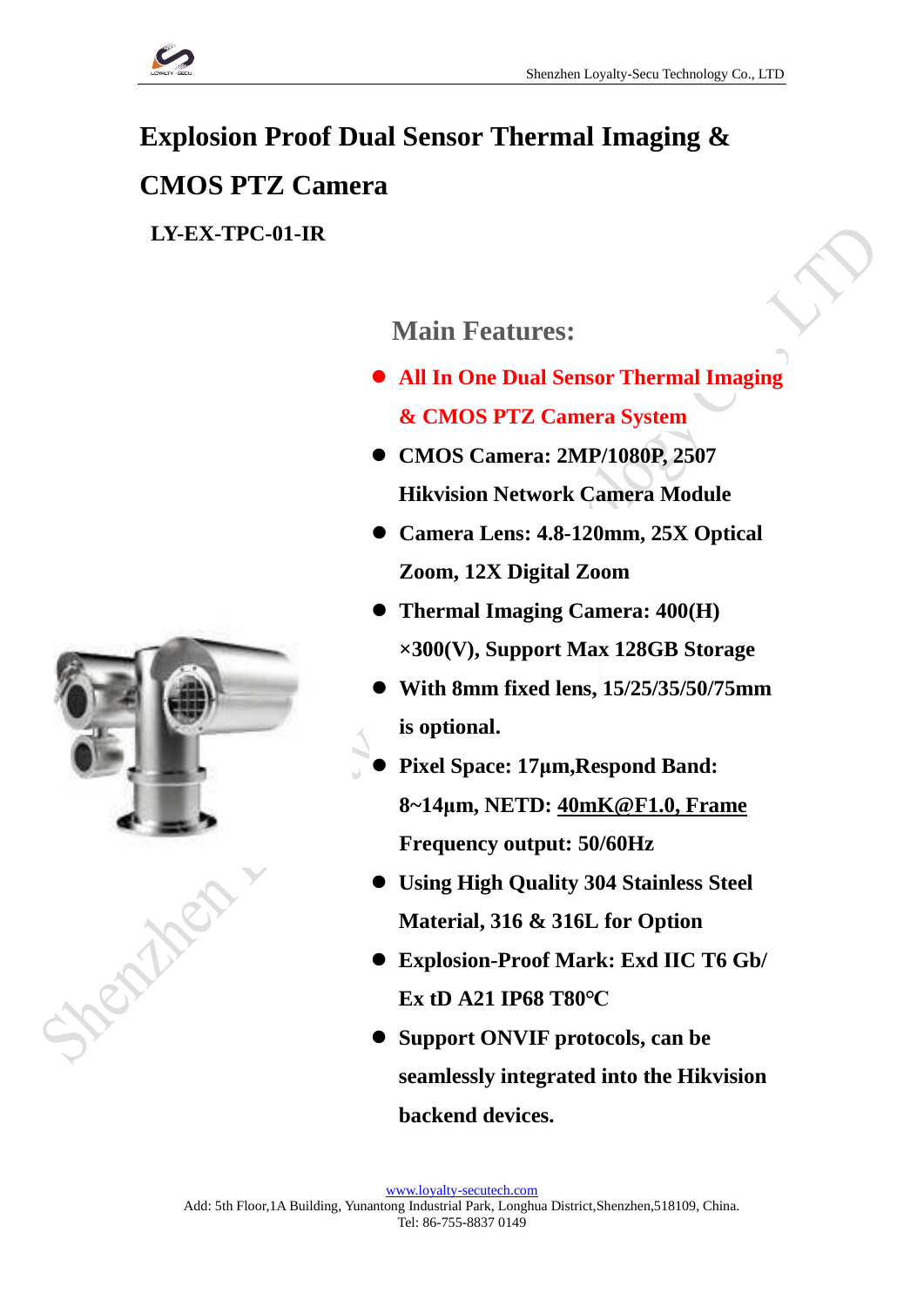# Explosion Proof Dual Sensor Thermal Imaging & CMOS PTZ Camera

**LY-EX-TPC-01-IR**

## Main Features:

- **All In One Dual Sensor Thermal Imaging & CMOS PTZ Camera System**
- **CMOS Camera: 2MP/1080P, 2507 Hikvision Network Camera Module**
- **Camera Lens: 4.8-120mm, 25X Optical Zoom, 12X Digital Zoom**
- **Thermal Imaging Camera: 400(H) ×300(V), Support Max 128GB Storage**
- **With 8mm fixed lens, 15/25/35/50/75mm is optional.**
- **Pixel Space: 17μm,Respond Band: 8~14μm, NETD: 40mK@F1.0, Frame Frequency output: 50/60Hz**
- **Using High Quality 304 Stainless Steel Material, 316 & 316L for Option**
- **Explosion-Proof Mark: Exd IIC T6 Gb/ Ex tD A21 IP68 T80℃**
- **Support ONVIF protocols, can be seamlessly integrated into the Hikvision backend devices.**

www.loyalty-secutech.com
Add: 5th Floor,1A Building, Yunantong Industrial Park, Longhua District,Shenzhen,518109, China.
Tel: 86-755-8837 0149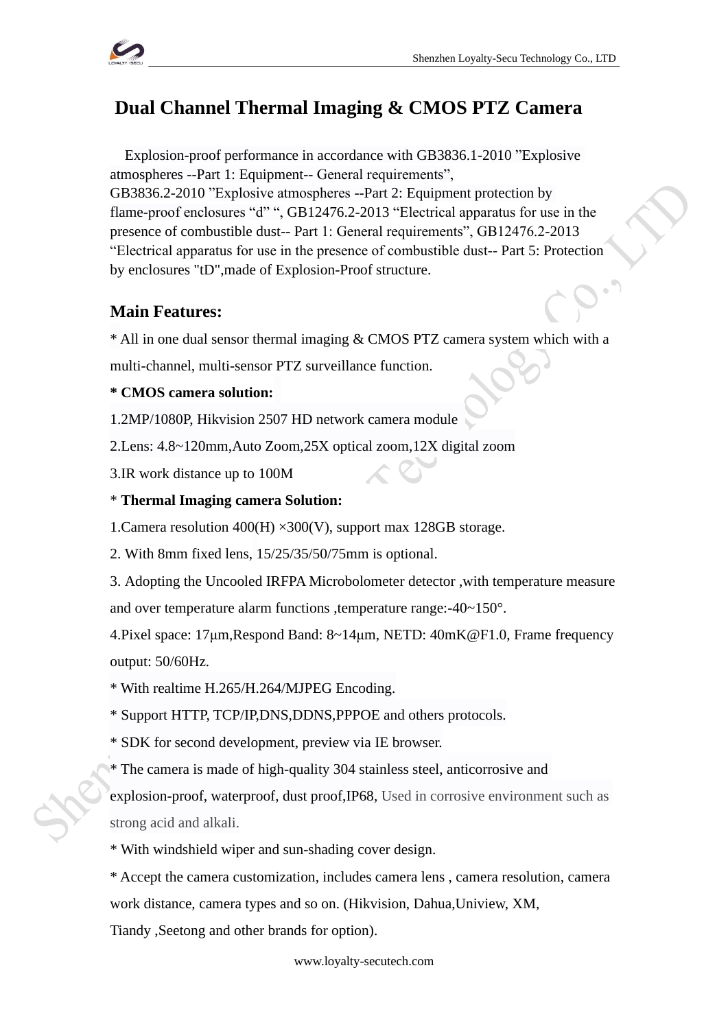# Dual Channel Thermal Imaging & CMOS PTZ Camera

Explosion-proof performance in accordance with GB3836.1-2010 ”Explosive atmospheres --Part 1: Equipment-- General requirements”, GB3836.2-2010 ”Explosive atmospheres --Part 2: Equipment protection by flame-proof enclosures “d” “, GB12476.2-2013 “Electrical apparatus for use in the presence of combustible dust-- Part 1: General requirements”, GB12476.2-2013 “Electrical apparatus for use in the presence of combustible dust-- Part 5: Protection by enclosures "tD",made of Explosion-Proof structure.

## Main Features:

* All in one dual sensor thermal imaging & CMOS PTZ camera system which with a multi-channel, multi-sensor PTZ surveillance function.

**\* CMOS camera solution:**

1.2MP/1080P, Hikvision 2507 HD network camera module

2.Lens: 4.8~120mm,Auto Zoom,25X optical zoom,12X digital zoom

3.IR work distance up to 100M

\* **Thermal Imaging camera Solution:**

1.Camera resolution 400(H) ×300(V), support max 128GB storage.

2. With 8mm fixed lens, 15/25/35/50/75mm is optional.

3. Adopting the Uncooled IRFPA Microbolometer detector ,with temperature measure and over temperature alarm functions ,temperature range:-40~150°.

4.Pixel space: 17μm,Respond Band: 8~14μm, NETD: 40mK@F1.0, Frame frequency output: 50/60Hz.

* With realtime H.265/H.264/MJPEG Encoding.

* Support HTTP, TCP/IP,DNS,DDNS,PPPOE and others protocols.

* SDK for second development, preview via IE browser.

* The camera is made of high-quality 304 stainless steel, anticorrosive and explosion-proof, waterproof, dust proof,IP68, Used in corrosive environment such as strong acid and alkali.

* With windshield wiper and sun-shading cover design.

* Accept the camera customization, includes camera lens , camera resolution, camera work distance, camera types and so on. (Hikvision, Dahua,Uniview, XM, Tiandy ,Seetong and other brands for option).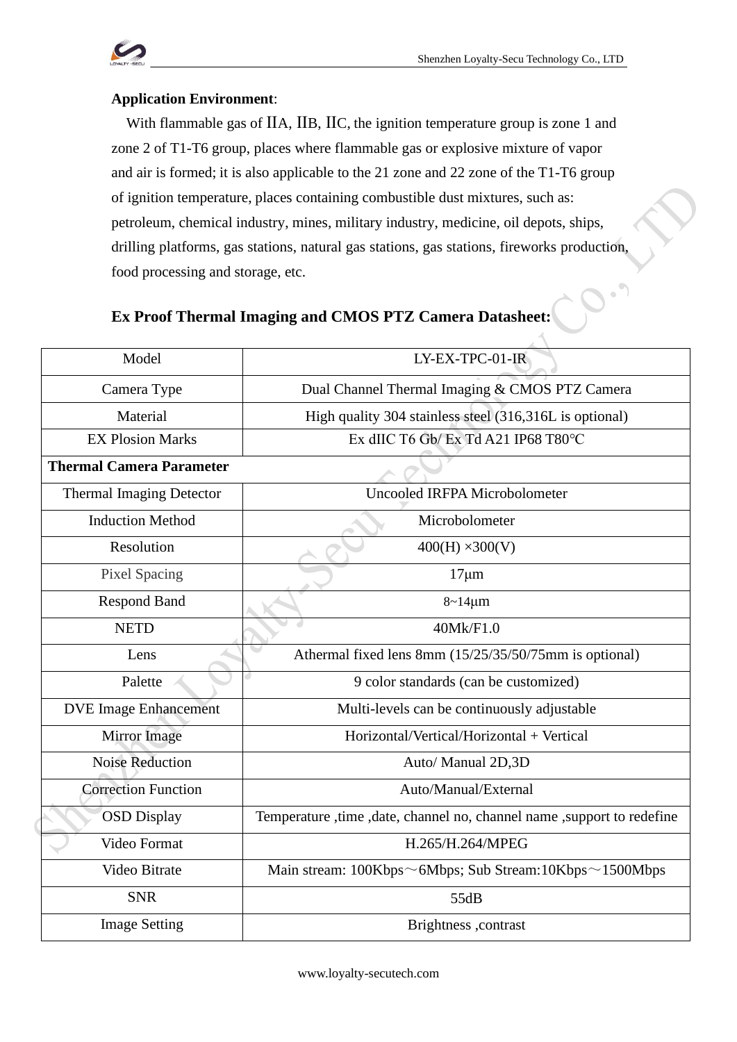**Application Environment**:

With flammable gas of IIA, IIB, IIC, the ignition temperature group is zone 1 and zone 2 of T1-T6 group, places where flammable gas or explosive mixture of vapor and air is formed; it is also applicable to the 21 zone and 22 zone of the T1-T6 group of ignition temperature, places containing combustible dust mixtures, such as: petroleum, chemical industry, mines, military industry, medicine, oil depots, ships, drilling platforms, gas stations, natural gas stations, gas stations, fireworks production, food processing and storage, etc.

## Ex Proof Thermal Imaging and CMOS PTZ Camera Datasheet:

| Model | LY-EX-TPC-01-IR |
|---|---|
| Camera Type | Dual Channel Thermal Imaging & CMOS PTZ Camera |
| Material | High quality 304 stainless steel (316,316L is optional) |
| EX Plosion Marks | Ex dIIC T6 Gb/ Ex Td A21 IP68 T80℃ |
| **Thermal Camera Parameter** | |
| Thermal Imaging Detector | Uncooled IRFPA Microbolometer |
| Induction Method | Microbolometer |
| Resolution | 400(H) ×300(V) |
| Pixel Spacing | 17μm |
| Respond Band | 8~14μm |
| NETD | 40Mk/F1.0 |
| Lens | Athermal fixed lens 8mm (15/25/35/50/75mm is optional) |
| Palette | 9 color standards (can be customized) |
| DVE Image Enhancement | Multi-levels can be continuously adjustable |
| Mirror Image | Horizontal/Vertical/Horizontal + Vertical |
| Noise Reduction | Auto/ Manual 2D,3D |
| Correction Function | Auto/Manual/External |
| OSD Display | Temperature ,time ,date, channel no, channel name ,support to redefine |
| Video Format | H.265/H.264/MPEG |
| Video Bitrate | Main stream: 100Kbps～6Mbps; Sub Stream:10Kbps～1500Mbps |
| SNR | 55dB |
| Image Setting | Brightness ,contrast |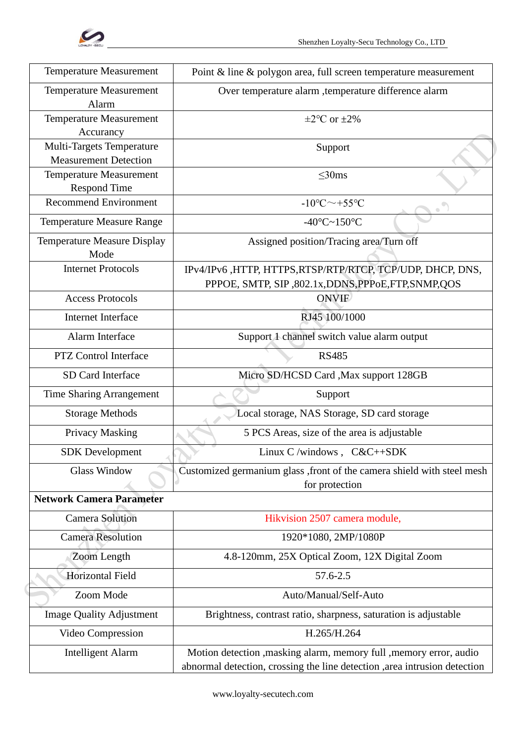| Temperature Measurement | Point & line & polygon area, full screen temperature measurement |
|---|---|
| Temperature Measurement Alarm | Over temperature alarm ,temperature difference alarm |
| Temperature Measurement Accurancy | ±2℃ or ±2% |
| Multi-Targets Temperature Measurement Detection | Support |
| Temperature Measurement Respond Time | ≤30ms |
| Recommend Environment | -10℃～+55℃ |
| Temperature Measure Range | -40°C~150°C |
| Temperature Measure Display Mode | Assigned position/Tracing area/Turn off |
| Internet Protocols | IPv4/IPv6 ,HTTP, HTTPS,RTSP/RTP/RTCP, TCP/UDP, DHCP, DNS, PPPOE, SMTP, SIP ,802.1x,DDNS,PPPoE,FTP,SNMP,QOS |
| Access Protocols | ONVIF |
| Internet Interface | RJ45 100/1000 |
| Alarm Interface | Support 1 channel switch value alarm output |
| PTZ Control Interface | RS485 |
| SD Card Interface | Micro SD/HCSD Card ,Max support 128GB |
| Time Sharing Arrangement | Support |
| Storage Methods | Local storage, NAS Storage, SD card storage |
| Privacy Masking | 5 PCS Areas, size of the area is adjustable |
| SDK Development | Linux C /windows , C&C++SDK |
| Glass Window | Customized germanium glass ,front of the camera shield with steel mesh for protection |
| **Network Camera Parameter** | |
| Camera Solution | Hikvision 2507 camera module, |
| Camera Resolution | 1920*1080, 2MP/1080P |
| Zoom Length | 4.8-120mm, 25X Optical Zoom, 12X Digital Zoom |
| Horizontal Field | 57.6-2.5 |
| Zoom Mode | Auto/Manual/Self-Auto |
| Image Quality Adjustment | Brightness, contrast ratio, sharpness, saturation is adjustable |
| Video Compression | H.265/H.264 |
| Intelligent Alarm | Motion detection ,masking alarm, memory full ,memory error, audio abnormal detection, crossing the line detection ,area intrusion detection |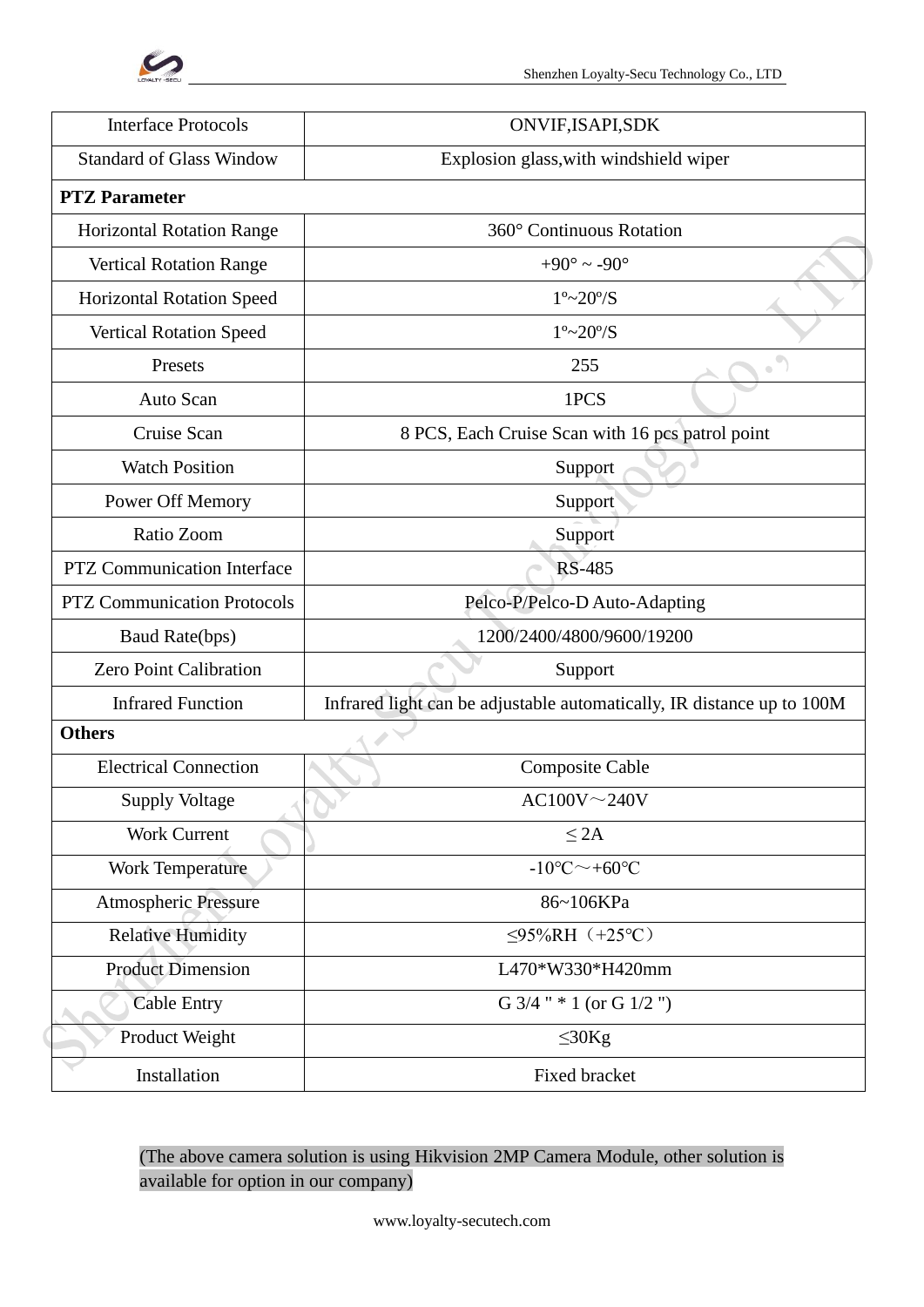| Interface Protocols | ONVIF,ISAPI,SDK |
|---|---|
| Standard of Glass Window | Explosion glass,with windshield wiper |
| **PTZ Parameter** | |
| Horizontal Rotation Range | 360° Continuous Rotation |
| Vertical Rotation Range | +90° ~ -90° |
| Horizontal Rotation Speed | 1º~20º/S |
| Vertical Rotation Speed | 1º~20º/S |
| Presets | 255 |
| Auto Scan | 1PCS |
| Cruise Scan | 8 PCS, Each Cruise Scan with 16 pcs patrol point |
| Watch Position | Support |
| Power Off Memory | Support |
| Ratio Zoom | Support |
| PTZ Communication Interface | RS-485 |
| PTZ Communication Protocols | Pelco-P/Pelco-D Auto-Adapting |
| Baud Rate(bps) | 1200/2400/4800/9600/19200 |
| Zero Point Calibration | Support |
| Infrared Function | Infrared light can be adjustable automatically, IR distance up to 100M |
| **Others** | |
| Electrical Connection | Composite Cable |
| Supply Voltage | AC100V～240V |
| Work Current | ≤ 2A |
| Work Temperature | -10℃～+60℃ |
| Atmospheric Pressure | 86~106KPa |
| Relative Humidity | ≤95%RH（+25℃） |
| Product Dimension | L470*W330*H420mm |
| Cable Entry | G 3/4 " * 1 (or G 1/2 ") |
| Product Weight | ≤30Kg |
| Installation | Fixed bracket |

(The above camera solution is using Hikvision 2MP Camera Module, other solution is available for option in our company)

www.loyalty-secutech.com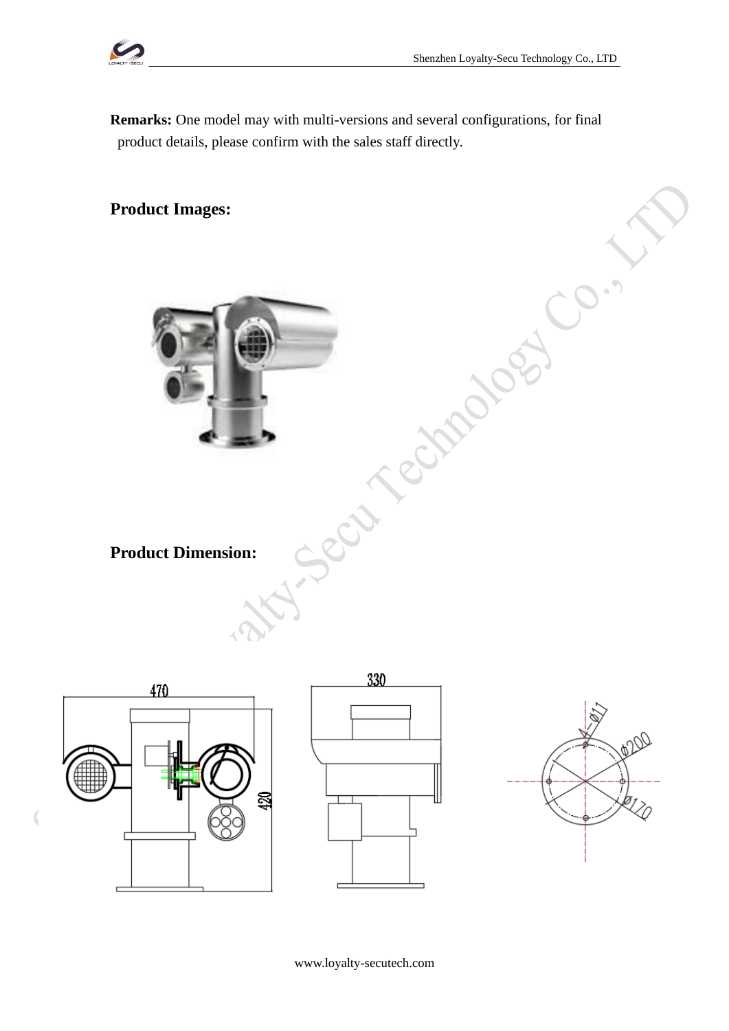**Remarks:** One model may with multi-versions and several configurations, for final product details, please confirm with the sales staff directly.

## Product Images:

## Product Dimension:

470

420

330

4-Ø11

Ø200

Ø170